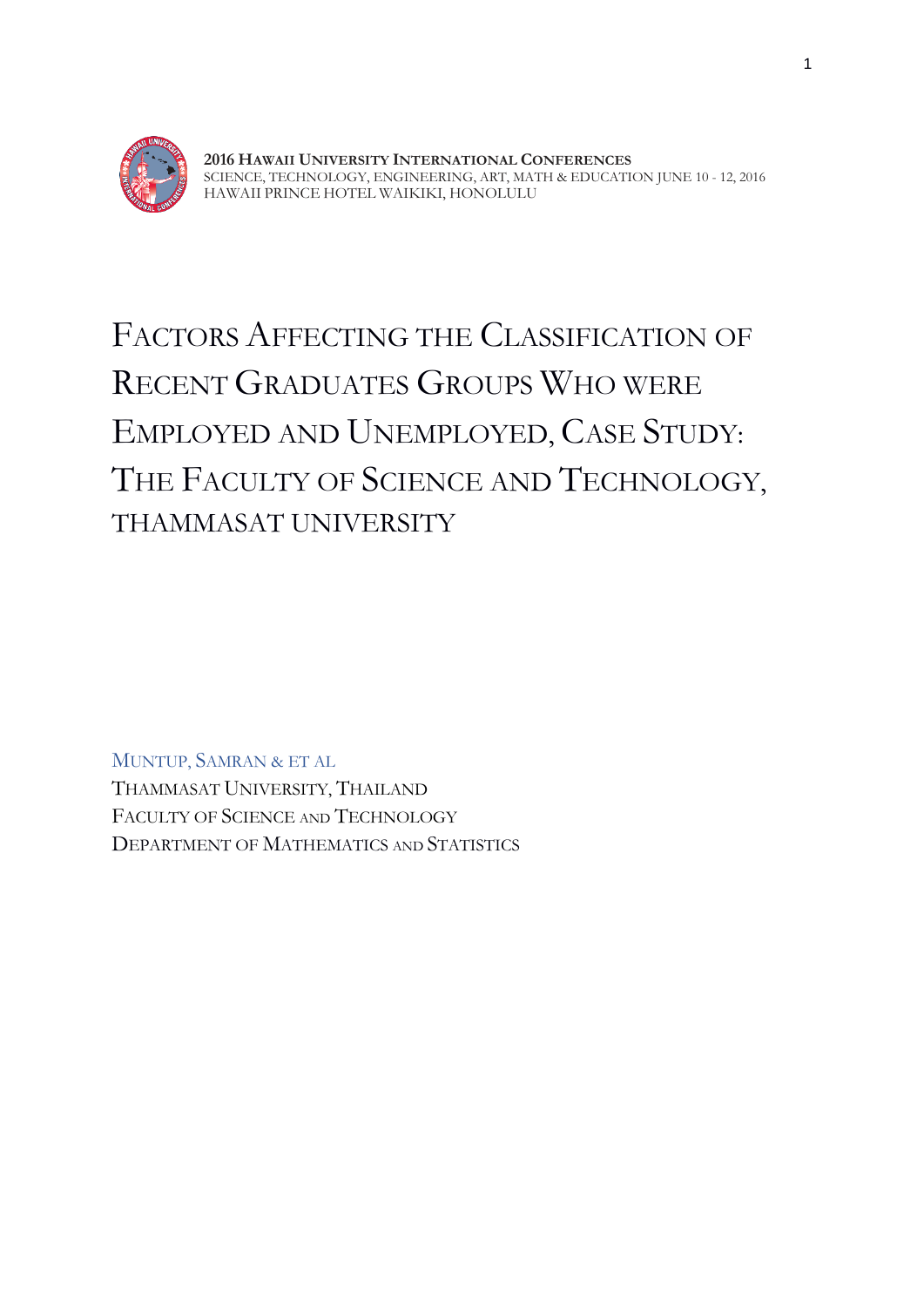**2016 Hawaii University International Conferences**
Science, Technology, Engineering, Art, Math & Education June 10 - 12, 2016
Hawaii Prince Hotel Waikiki, Honolulu

# Factors Affecting the Classification of Recent Graduates Groups Who were Employed and Unemployed, Case Study: The Faculty of Science and Technology, Thammasat University

Muntup, Samran & et al
Thammasat University, Thailand
Faculty of Science and Technology
Department of Mathematics and Statistics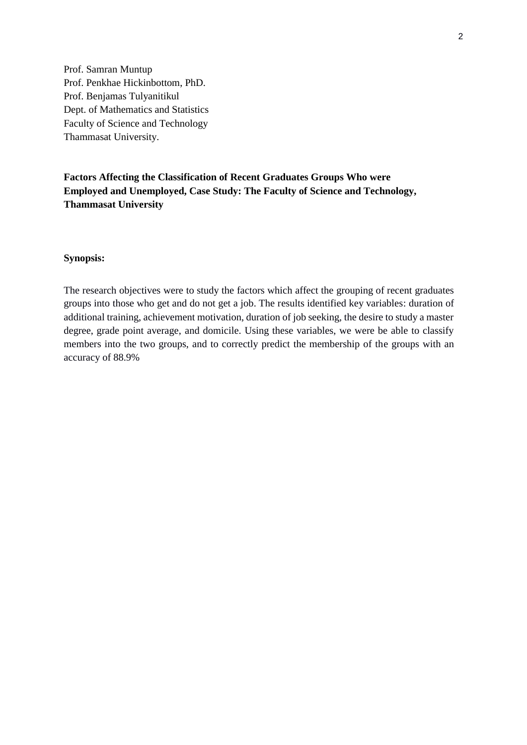Prof. Samran Muntup
Prof. Penkhae Hickinbottom, PhD.
Prof. Benjamas Tulyanitikul
Dept. of Mathematics and Statistics
Faculty of Science and Technology
Thammasat University.

**Factors Affecting the Classification of Recent Graduates Groups Who were Employed and Unemployed, Case Study: The Faculty of Science and Technology, Thammasat University**

**Synopsis:**

The research objectives were to study the factors which affect the grouping of recent graduates groups into those who get and do not get a job. The results identified key variables: duration of additional training, achievement motivation, duration of job seeking, the desire to study a master degree, grade point average, and domicile. Using these variables, we were be able to classify members into the two groups, and to correctly predict the membership of the groups with an accuracy of 88.9%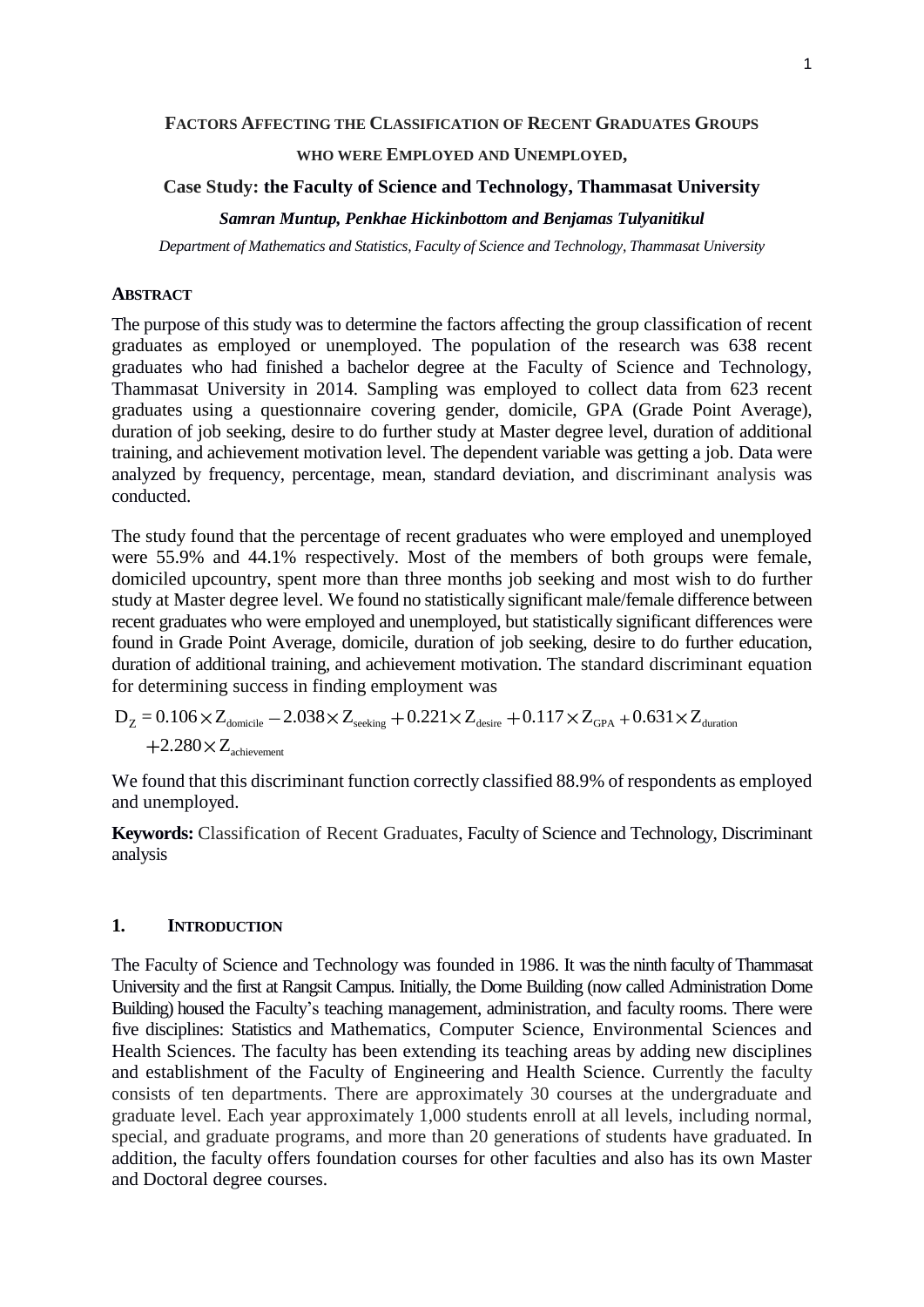**FACTORS AFFECTING THE CLASSIFICATION OF RECENT GRADUATES GROUPS**

**WHO WERE EMPLOYED AND UNEMPLOYED,**

**Case Study: the Faculty of Science and Technology, Thammasat University**

***Samran Muntup, Penkhae Hickinbottom and Benjamas Tulyanitikul***

*Department of Mathematics and Statistics, Faculty of Science and Technology, Thammasat University*

## ABSTRACT

The purpose of this study was to determine the factors affecting the group classification of recent graduates as employed or unemployed. The population of the research was 638 recent graduates who had finished a bachelor degree at the Faculty of Science and Technology, Thammasat University in 2014. Sampling was employed to collect data from 623 recent graduates using a questionnaire covering gender, domicile, GPA (Grade Point Average), duration of job seeking, desire to do further study at Master degree level, duration of additional training, and achievement motivation level. The dependent variable was getting a job. Data were analyzed by frequency, percentage, mean, standard deviation, and discriminant analysis was conducted.

The study found that the percentage of recent graduates who were employed and unemployed were 55.9% and 44.1% respectively. Most of the members of both groups were female, domiciled upcountry, spent more than three months job seeking and most wish to do further study at Master degree level. We found no statistically significant male/female difference between recent graduates who were employed and unemployed, but statistically significant differences were found in Grade Point Average, domicile, duration of job seeking, desire to do further education, duration of additional training, and achievement motivation. The standard discriminant equation for determining success in finding employment was

$$D_Z = 0.106 \times Z_{\text{domicile}} - 2.038 \times Z_{\text{seeking}} + 0.221 \times Z_{\text{desire}} + 0.117 \times Z_{\text{GPA}} + 0.631 \times Z_{\text{duration}} + 2.280 \times Z_{\text{achievement}}$$

We found that this discriminant function correctly classified 88.9% of respondents as employed and unemployed.

**Keywords:** Classification of Recent Graduates, Faculty of Science and Technology, Discriminant analysis

## 1. INTRODUCTION

The Faculty of Science and Technology was founded in 1986. It was the ninth faculty of Thammasat University and the first at Rangsit Campus. Initially, the Dome Building (now called Administration Dome Building) housed the Faculty's teaching management, administration, and faculty rooms. There were five disciplines: Statistics and Mathematics, Computer Science, Environmental Sciences and Health Sciences. The faculty has been extending its teaching areas by adding new disciplines and establishment of the Faculty of Engineering and Health Science. Currently the faculty consists of ten departments. There are approximately 30 courses at the undergraduate and graduate level. Each year approximately 1,000 students enroll at all levels, including normal, special, and graduate programs, and more than 20 generations of students have graduated. In addition, the faculty offers foundation courses for other faculties and also has its own Master and Doctoral degree courses.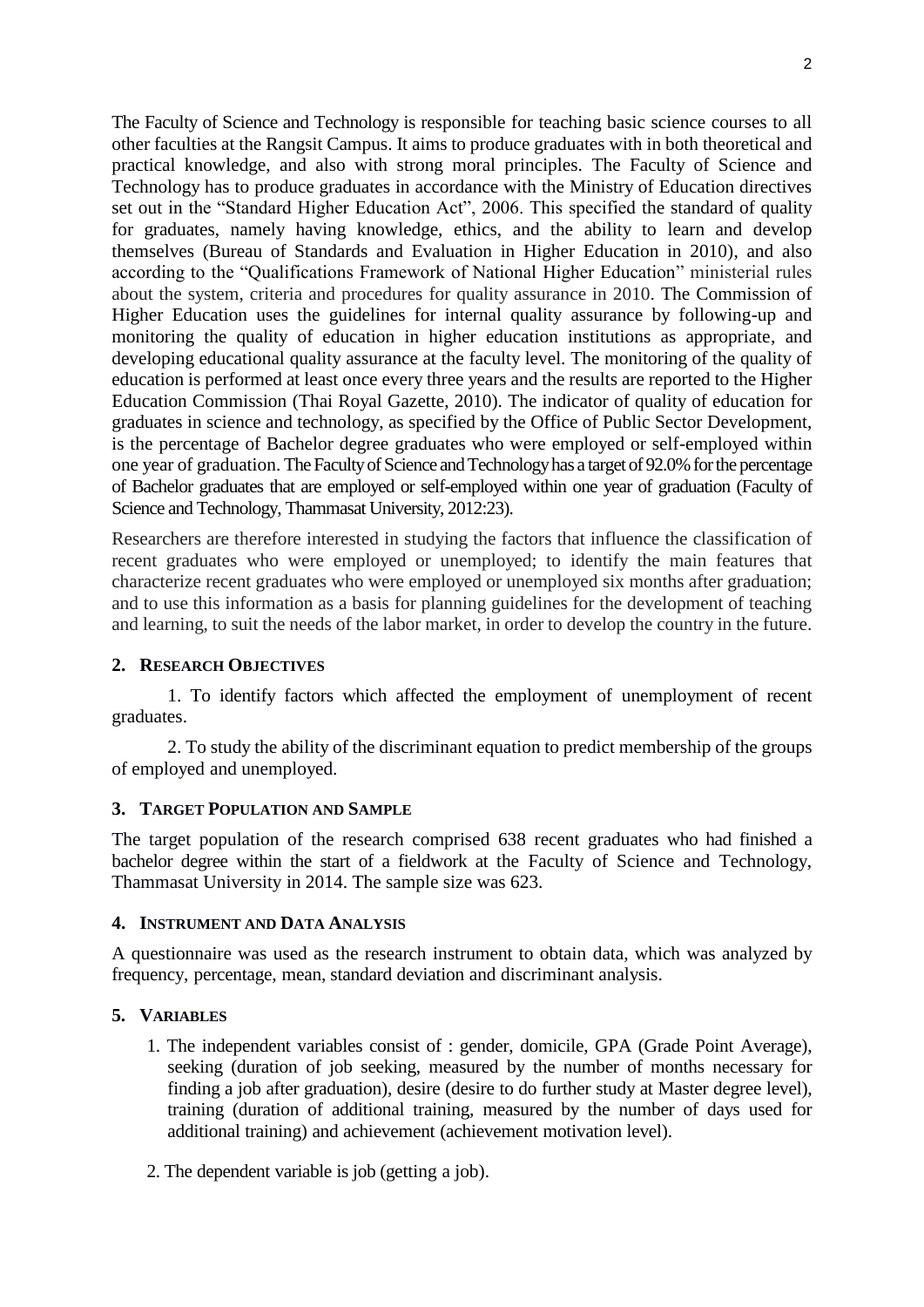The Faculty of Science and Technology is responsible for teaching basic science courses to all other faculties at the Rangsit Campus. It aims to produce graduates with in both theoretical and practical knowledge, and also with strong moral principles. The Faculty of Science and Technology has to produce graduates in accordance with the Ministry of Education directives set out in the "Standard Higher Education Act", 2006. This specified the standard of quality for graduates, namely having knowledge, ethics, and the ability to learn and develop themselves (Bureau of Standards and Evaluation in Higher Education in 2010), and also according to the "Qualifications Framework of National Higher Education" ministerial rules about the system, criteria and procedures for quality assurance in 2010. The Commission of Higher Education uses the guidelines for internal quality assurance by following-up and monitoring the quality of education in higher education institutions as appropriate, and developing educational quality assurance at the faculty level. The monitoring of the quality of education is performed at least once every three years and the results are reported to the Higher Education Commission (Thai Royal Gazette, 2010). The indicator of quality of education for graduates in science and technology, as specified by the Office of Public Sector Development, is the percentage of Bachelor degree graduates who were employed or self-employed within one year of graduation. The Faculty of Science and Technology has a target of 92.0% for the percentage of Bachelor graduates that are employed or self-employed within one year of graduation (Faculty of Science and Technology, Thammasat University, 2012:23).

Researchers are therefore interested in studying the factors that influence the classification of recent graduates who were employed or unemployed; to identify the main features that characterize recent graduates who were employed or unemployed six months after graduation; and to use this information as a basis for planning guidelines for the development of teaching and learning, to suit the needs of the labor market, in order to develop the country in the future.

## 2. Research Objectives

1. To identify factors which affected the employment of unemployment of recent graduates.

2. To study the ability of the discriminant equation to predict membership of the groups of employed and unemployed.

## 3. Target Population and Sample

The target population of the research comprised 638 recent graduates who had finished a bachelor degree within the start of a fieldwork at the Faculty of Science and Technology, Thammasat University in 2014. The sample size was 623.

## 4. Instrument and Data Analysis

A questionnaire was used as the research instrument to obtain data, which was analyzed by frequency, percentage, mean, standard deviation and discriminant analysis.

## 5. Variables

1. The independent variables consist of : gender, domicile, GPA (Grade Point Average), seeking (duration of job seeking, measured by the number of months necessary for finding a job after graduation), desire (desire to do further study at Master degree level), training (duration of additional training, measured by the number of days used for additional training) and achievement (achievement motivation level).

2. The dependent variable is job (getting a job).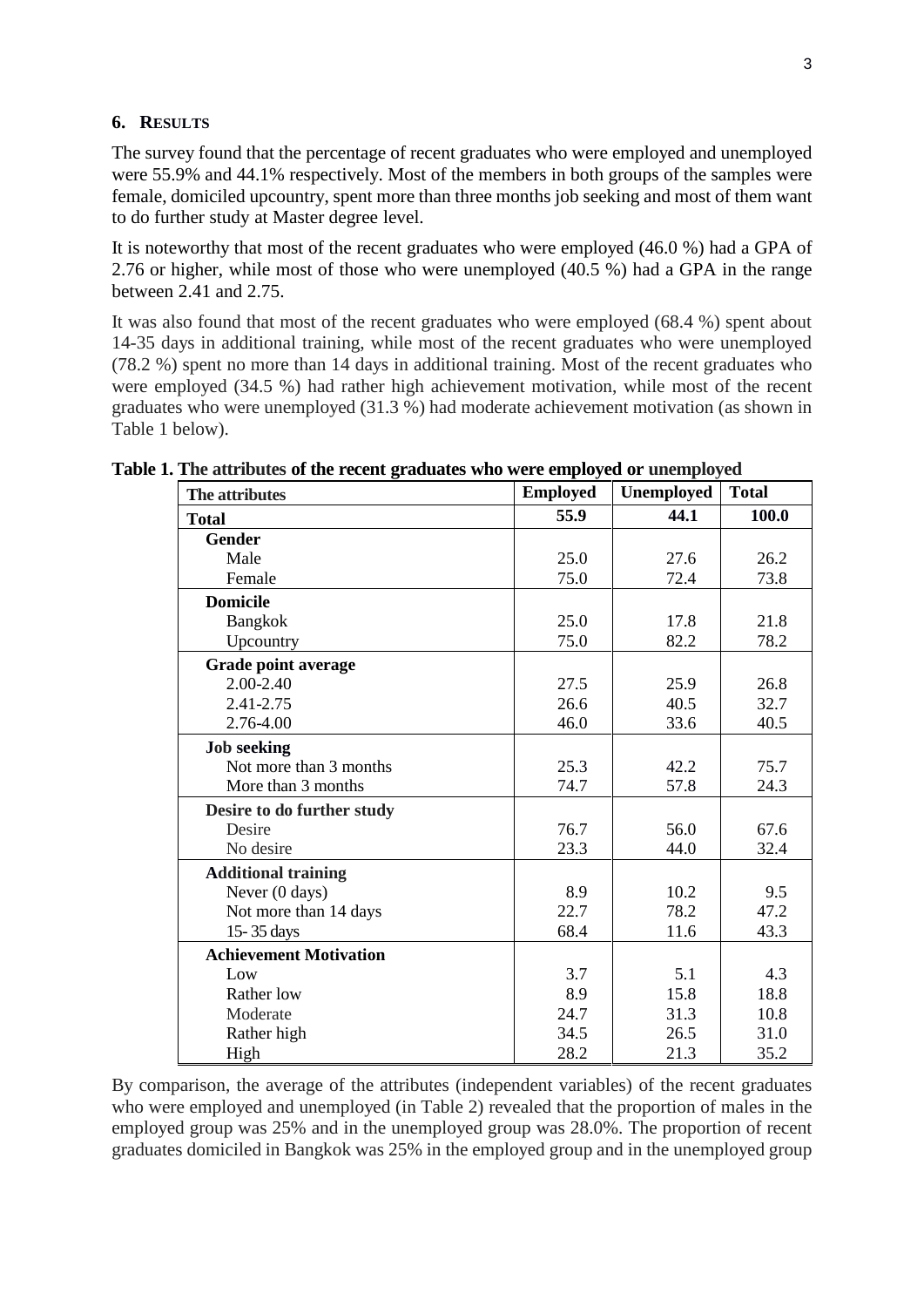## 6. RESULTS

The survey found that the percentage of recent graduates who were employed and unemployed were 55.9% and 44.1% respectively. Most of the members in both groups of the samples were female, domiciled upcountry, spent more than three months job seeking and most of them want to do further study at Master degree level.

It is noteworthy that most of the recent graduates who were employed (46.0 %) had a GPA of 2.76 or higher, while most of those who were unemployed (40.5 %) had a GPA in the range between 2.41 and 2.75.

It was also found that most of the recent graduates who were employed (68.4 %) spent about 14-35 days in additional training, while most of the recent graduates who were unemployed (78.2 %) spent no more than 14 days in additional training. Most of the recent graduates who were employed (34.5 %) had rather high achievement motivation, while most of the recent graduates who were unemployed (31.3 %) had moderate achievement motivation (as shown in Table 1 below).

**Table 1. The attributes of the recent graduates who were employed or unemployed**

| The attributes | Employed | Unemployed | Total |
|---|---|---|---|
| **Total** | **55.9** | **44.1** | **100.0** |
| **Gender** | | | |
| Male | 25.0 | 27.6 | 26.2 |
| Female | 75.0 | 72.4 | 73.8 |
| **Domicile** | | | |
| Bangkok | 25.0 | 17.8 | 21.8 |
| Upcountry | 75.0 | 82.2 | 78.2 |
| **Grade point average** | | | |
| 2.00-2.40 | 27.5 | 25.9 | 26.8 |
| 2.41-2.75 | 26.6 | 40.5 | 32.7 |
| 2.76-4.00 | 46.0 | 33.6 | 40.5 |
| **Job seeking** | | | |
| Not more than 3 months | 25.3 | 42.2 | 75.7 |
| More than 3 months | 74.7 | 57.8 | 24.3 |
| **Desire to do further study** | | | |
| Desire | 76.7 | 56.0 | 67.6 |
| No desire | 23.3 | 44.0 | 32.4 |
| **Additional training** | | | |
| Never (0 days) | 8.9 | 10.2 | 9.5 |
| Not more than 14 days | 22.7 | 78.2 | 47.2 |
| 15- 35 days | 68.4 | 11.6 | 43.3 |
| **Achievement Motivation** | | | |
| Low | 3.7 | 5.1 | 4.3 |
| Rather low | 8.9 | 15.8 | 18.8 |
| Moderate | 24.7 | 31.3 | 10.8 |
| Rather high | 34.5 | 26.5 | 31.0 |
| High | 28.2 | 21.3 | 35.2 |

By comparison, the average of the attributes (independent variables) of the recent graduates who were employed and unemployed (in Table 2) revealed that the proportion of males in the employed group was 25% and in the unemployed group was 28.0%. The proportion of recent graduates domiciled in Bangkok was 25% in the employed group and in the unemployed group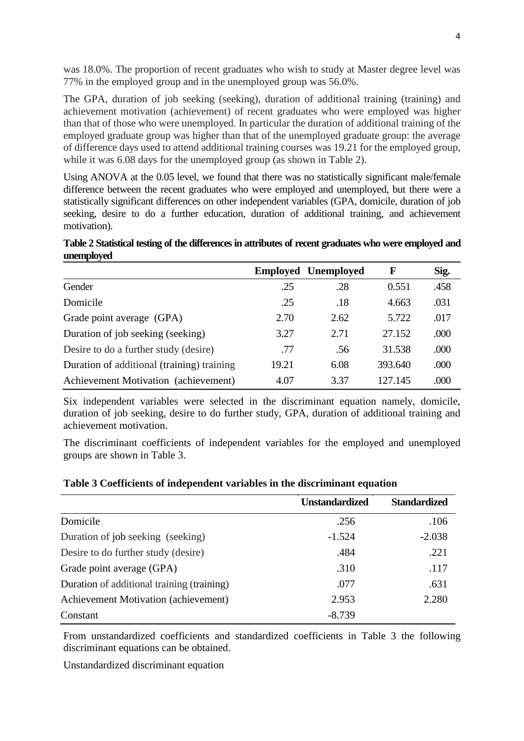was 18.0%. The proportion of recent graduates who wish to study at Master degree level was 77% in the employed group and in the unemployed group was 56.0%.

The GPA, duration of job seeking (seeking), duration of additional training (training) and achievement motivation (achievement) of recent graduates who were employed was higher than that of those who were unemployed. In particular the duration of additional training of the employed graduate group was higher than that of the unemployed graduate group: the average of difference days used to attend additional training courses was 19.21 for the employed group, while it was 6.08 days for the unemployed group (as shown in Table 2).

Using ANOVA at the 0.05 level, we found that there was no statistically significant male/female difference between the recent graduates who were employed and unemployed, but there were a statistically significant differences on other independent variables (GPA, domicile, duration of job seeking, desire to do a further education, duration of additional training, and achievement motivation).

**Table 2 Statistical testing of the differences in attributes of recent graduates who were employed and unemployed**

| | Employed | Unemployed | F | Sig. |
|---|---|---|---|---|
| Gender | .25 | .28 | 0.551 | .458 |
| Domicile | .25 | .18 | 4.663 | .031 |
| Grade point average (GPA) | 2.70 | 2.62 | 5.722 | .017 |
| Duration of job seeking (seeking) | 3.27 | 2.71 | 27.152 | .000 |
| Desire to do a further study (desire) | .77 | .56 | 31.538 | .000 |
| Duration of additional (training) training | 19.21 | 6.08 | 393.640 | .000 |
| Achievement Motivation (achievement) | 4.07 | 3.37 | 127.145 | .000 |

Six independent variables were selected in the discriminant equation namely, domicile, duration of job seeking, desire to do further study, GPA, duration of additional training and achievement motivation.

The discriminant coefficients of independent variables for the employed and unemployed groups are shown in Table 3.

**Table 3 Coefficients of independent variables in the discriminant equation**

| | Unstandardized | Standardized |
|---|---|---|
| Domicile | .256 | .106 |
| Duration of job seeking (seeking) | -1.524 | -2.038 |
| Desire to do further study (desire) | .484 | .221 |
| Grade point average (GPA) | .310 | .117 |
| Duration of additional training (training) | .077 | .631 |
| Achievement Motivation (achievement) | 2.953 | 2.280 |
| Constant | -8.739 | |

From unstandardized coefficients and standardized coefficients in Table 3 the following discriminant equations can be obtained.

Unstandardized discriminant equation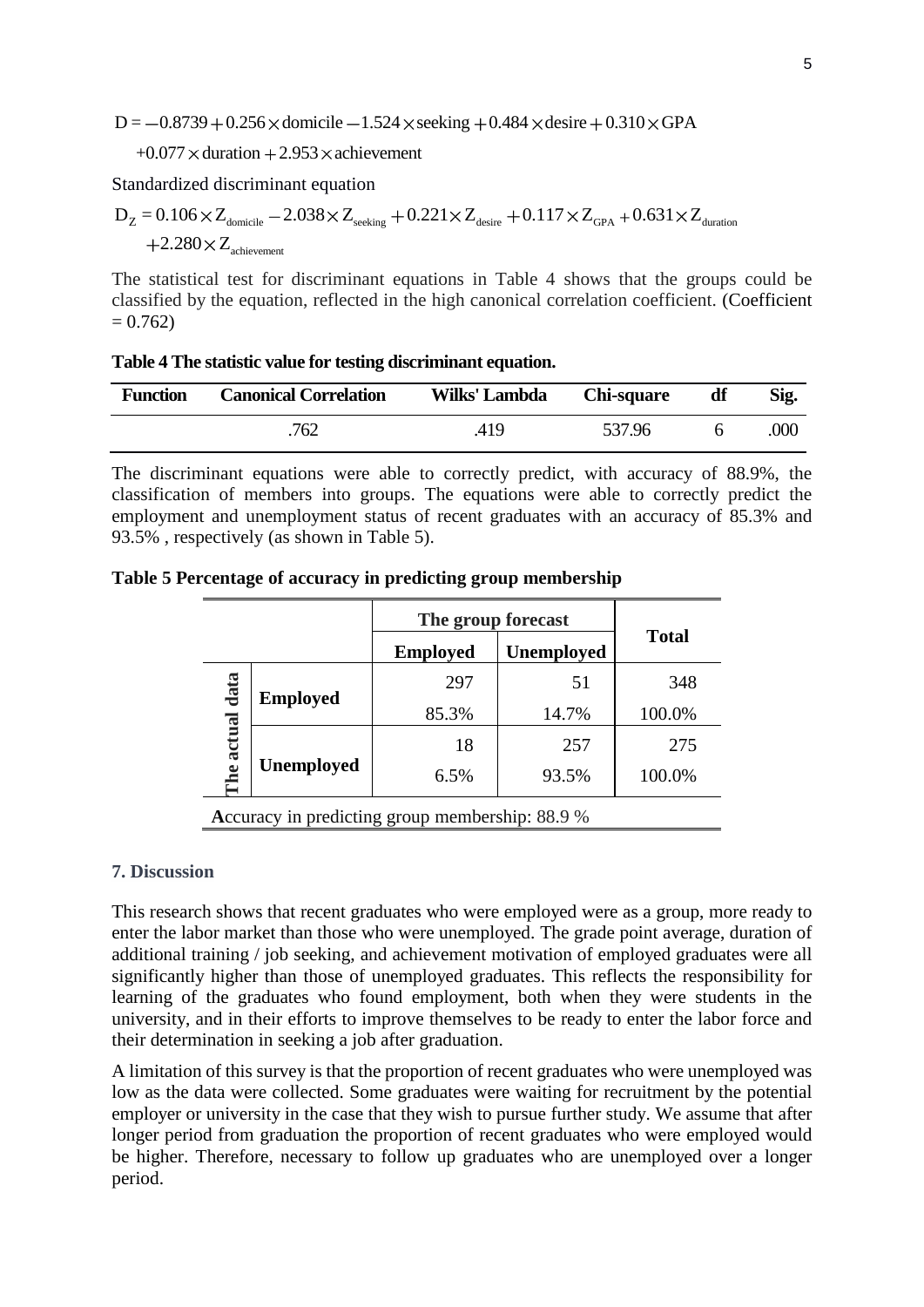$$D = -0.8739 + 0.256 \times \text{domicile} - 1.524 \times \text{seeking} + 0.484 \times \text{desire} + 0.310 \times \text{GPA}$$
$$+0.077 \times \text{duration} + 2.953 \times \text{achievement}$$

Standardized discriminant equation

$$D_Z = 0.106 \times Z_{\text{domicile}} - 2.038 \times Z_{\text{seeking}} + 0.221 \times Z_{\text{desire}} + 0.117 \times Z_{\text{GPA}} + 0.631 \times Z_{\text{duration}}$$
$$+2.280 \times Z_{\text{achievement}}$$

The statistical test for discriminant equations in Table 4 shows that the groups could be classified by the equation, reflected in the high canonical correlation coefficient. (Coefficient = 0.762)

**Table 4 The statistic value for testing discriminant equation.**

| Function | Canonical Correlation | Wilks' Lambda | Chi-square | df | Sig. |
|---|---|---|---|---|---|
| | .762 | .419 | 537.96 | 6 | .000 |

The discriminant equations were able to correctly predict, with accuracy of 88.9%, the classification of members into groups. The equations were able to correctly predict the employment and unemployment status of recent graduates with an accuracy of 85.3% and 93.5% , respectively (as shown in Table 5).

**Table 5 Percentage of accuracy in predicting group membership**

| | | The group forecast | | Total |
|---|---|---|---|---|
| | | Employed | Unemployed | |
| The actual data | Employed | 297 | 51 | 348 |
| | | 85.3% | 14.7% | 100.0% |
| | Unemployed | 18 | 257 | 275 |
| | | 6.5% | 93.5% | 100.0% |

**A**ccuracy in predicting group membership: 88.9 %

## 7. Discussion

This research shows that recent graduates who were employed were as a group, more ready to enter the labor market than those who were unemployed. The grade point average, duration of additional training / job seeking, and achievement motivation of employed graduates were all significantly higher than those of unemployed graduates. This reflects the responsibility for learning of the graduates who found employment, both when they were students in the university, and in their efforts to improve themselves to be ready to enter the labor force and their determination in seeking a job after graduation.

A limitation of this survey is that the proportion of recent graduates who were unemployed was low as the data were collected. Some graduates were waiting for recruitment by the potential employer or university in the case that they wish to pursue further study. We assume that after longer period from graduation the proportion of recent graduates who were employed would be higher. Therefore, necessary to follow up graduates who are unemployed over a longer period.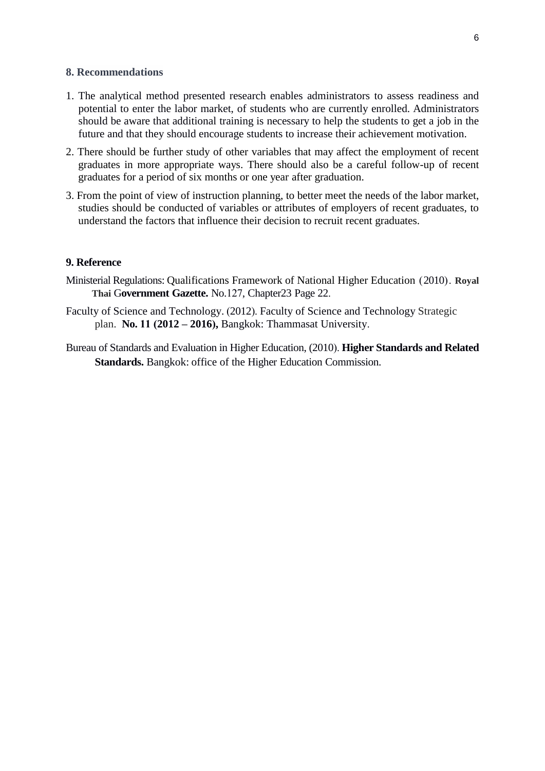## 8. Recommendations

1. The analytical method presented research enables administrators to assess readiness and potential to enter the labor market, of students who are currently enrolled. Administrators should be aware that additional training is necessary to help the students to get a job in the future and that they should encourage students to increase their achievement motivation.
2. There should be further study of other variables that may affect the employment of recent graduates in more appropriate ways. There should also be a careful follow-up of recent graduates for a period of six months or one year after graduation.
3. From the point of view of instruction planning, to better meet the needs of the labor market, studies should be conducted of variables or attributes of employers of recent graduates, to understand the factors that influence their decision to recruit recent graduates.

## 9. Reference

Ministerial Regulations: Qualifications Framework of National Higher Education (2010). **Royal Thai Government Gazette.** No.127, Chapter23 Page 22.

Faculty of Science and Technology. (2012). Faculty of Science and Technology Strategic plan. **No. 11 (2012 – 2016),** Bangkok: Thammasat University.

Bureau of Standards and Evaluation in Higher Education, (2010). **Higher Standards and Related Standards.** Bangkok: office of the Higher Education Commission.